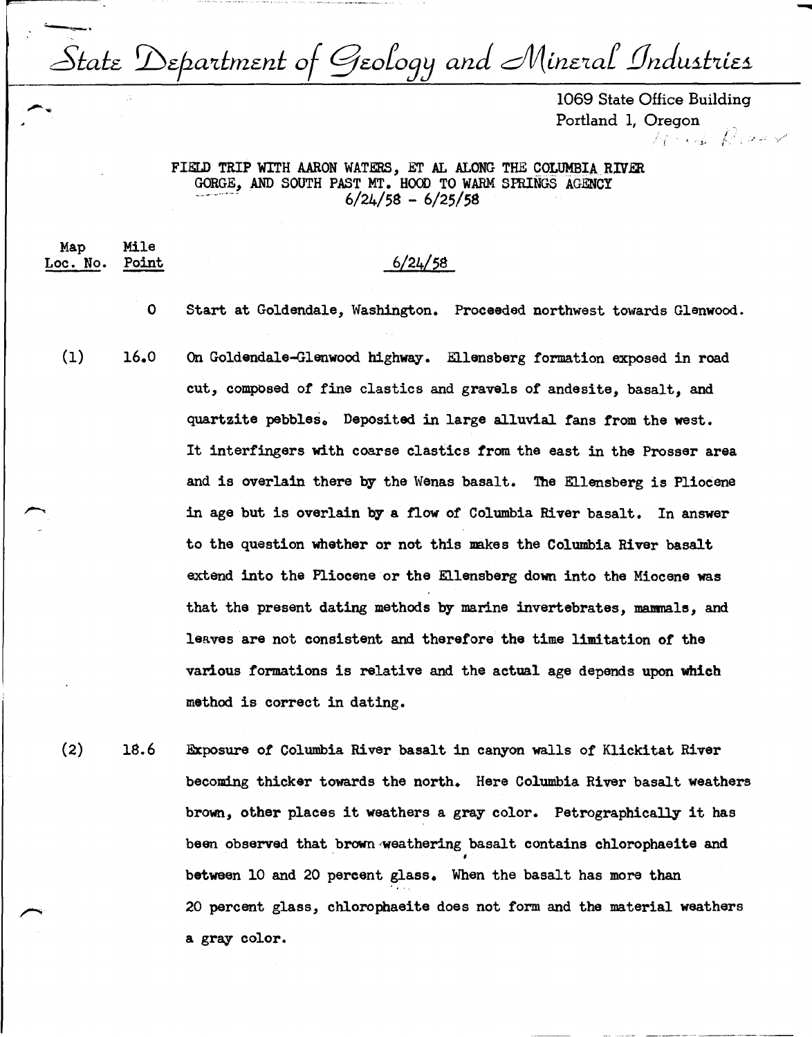# State Department of Geology and Mineral Industries

1069 State Office Building
Portland 1, Oregon

FIELD TRIP WITH AARON WATERS, ET AL ALONG THE COLUMBIA RIVER GORGE, AND SOUTH PAST MT. HOOD TO WARM SPRINGS AGENCY
6/24/58 - 6/25/58

| Map Loc. No. | Mile Point | 6/24/58 |
|---|---|---|
| | 0 | Start at Goldendale, Washington. Proceeded northwest towards Glenwood. |
| (1) | 16.0 | On Goldendale-Glenwood highway. Ellensberg formation exposed in road cut, composed of fine clastics and gravels of andesite, basalt, and quartzite pebbles. Deposited in large alluvial fans from the west. It interfingers with coarse clastics from the east in the Prosser area and is overlain there by the Wenas basalt. The Ellensberg is Pliocene in age but is overlain by a flow of Columbia River basalt. In answer to the question whether or not this makes the Columbia River basalt extend into the Pliocene or the Ellensberg down into the Miocene was that the present dating methods by marine invertebrates, mammals, and leaves are not consistent and therefore the time limitation of the various formations is relative and the actual age depends upon which method is correct in dating. |
| (2) | 18.6 | Exposure of Columbia River basalt in canyon walls of Klickitat River becoming thicker towards the north. Here Columbia River basalt weathers brown, other places it weathers a gray color. Petrographically it has been observed that brown weathering basalt contains chlorophaeite and between 10 and 20 percent glass. When the basalt has more than 20 percent glass, chlorophaeite does not form and the material weathers a gray color. |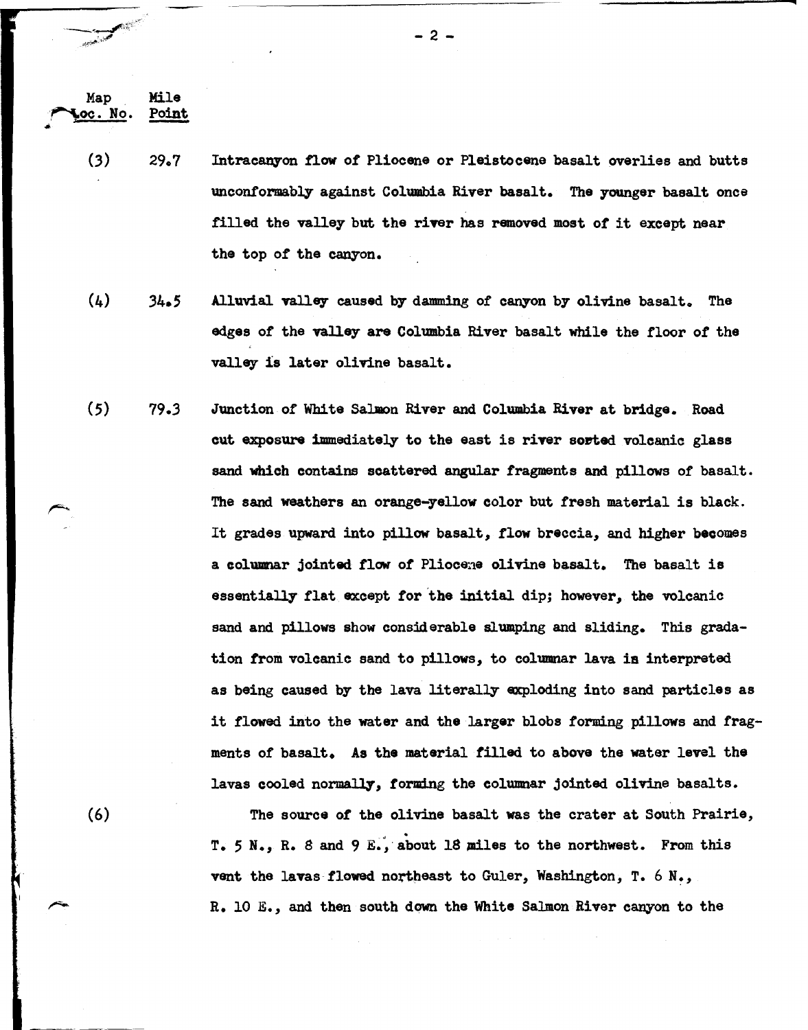| Map Loc. No. | Mile Point | |
|---|---|---|
| (3) | 29.7 | Intracanyon flow of Pliocene or Pleistocene basalt overlies and butts unconformably against Columbia River basalt. The younger basalt once filled the valley but the river has removed most of it except near the top of the canyon. |
| (4) | 34.5 | Alluvial valley caused by damming of canyon by olivine basalt. The edges of the valley are Columbia River basalt while the floor of the valley is later olivine basalt. |
| (5) | 79.3 | Junction of White Salmon River and Columbia River at bridge. Road cut exposure immediately to the east is river sorted volcanic glass sand which contains scattered angular fragments and pillows of basalt. The sand weathers an orange-yellow color but fresh material is black. It grades upward into pillow basalt, flow breccia, and higher becomes a columnar jointed flow of Pliocene olivine basalt. The basalt is essentially flat except for the initial dip; however, the volcanic sand and pillows show considerable slumping and sliding. This gradation from volcanic sand to pillows, to columnar lava is interpreted as being caused by the lava literally exploding into sand particles as it flowed into the water and the larger blobs forming pillows and fragments of basalt. As the material filled to above the water level the lavas cooled normally, forming the columnar jointed olivine basalts. |
| (6) | | The source of the olivine basalt was the crater at South Prairie, T. 5 N., R. 8 and 9 E., about 18 miles to the northwest. From this vent the lavas flowed northeast to Guler, Washington, T. 6 N., R. 10 E., and then south down the White Salmon River canyon to the |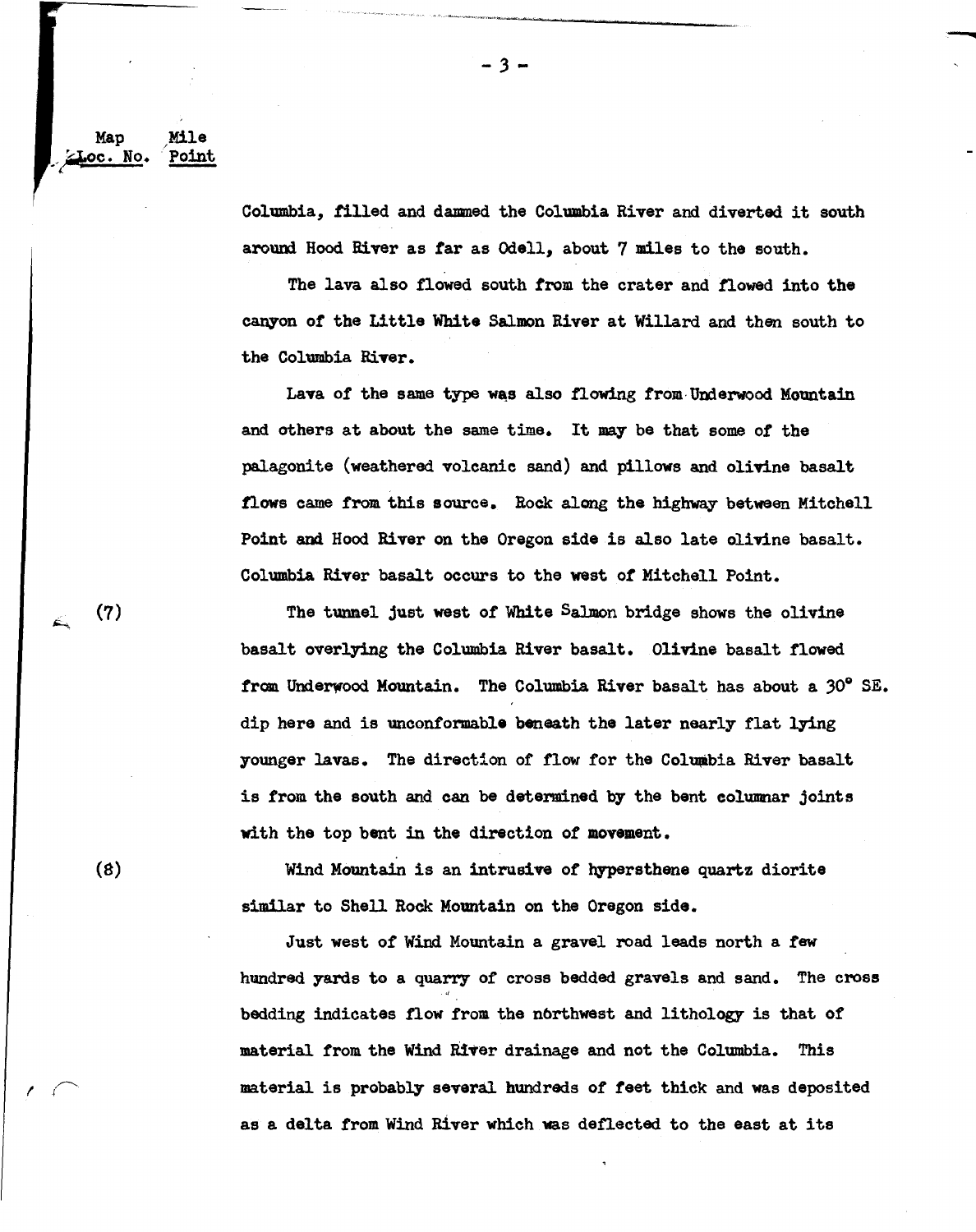| Map Loc. No. | Mile Point |
|---|---|

Columbia, filled and dammed the Columbia River and diverted it south around Hood River as far as Odell, about 7 miles to the south.

The lava also flowed south from the crater and flowed into the canyon of the Little White Salmon River at Willard and then south to the Columbia River.

Lava of the same type was also flowing from Underwood Mountain and others at about the same time. It may be that some of the palagonite (weathered volcanic sand) and pillows and olivine basalt flows came from this source. Rock along the highway between Mitchell Point and Hood River on the Oregon side is also late olivine basalt. Columbia River basalt occurs to the west of Mitchell Point.

(7) The tunnel just west of White Salmon bridge shows the olivine basalt overlying the Columbia River basalt. Olivine basalt flowed from Underwood Mountain. The Columbia River basalt has about a 30° SE. dip here and is unconformable beneath the later nearly flat lying younger lavas. The direction of flow for the Columbia River basalt is from the south and can be determined by the bent columnar joints with the top bent in the direction of movement.

(8) Wind Mountain is an intrusive of hypersthene quartz diorite similar to Shell Rock Mountain on the Oregon side.

Just west of Wind Mountain a gravel road leads north a few hundred yards to a quarry of cross bedded gravels and sand. The cross bedding indicates flow from the northwest and lithology is that of material from the Wind River drainage and not the Columbia. This material is probably several hundreds of feet thick and was deposited as a delta from Wind River which was deflected to the east at its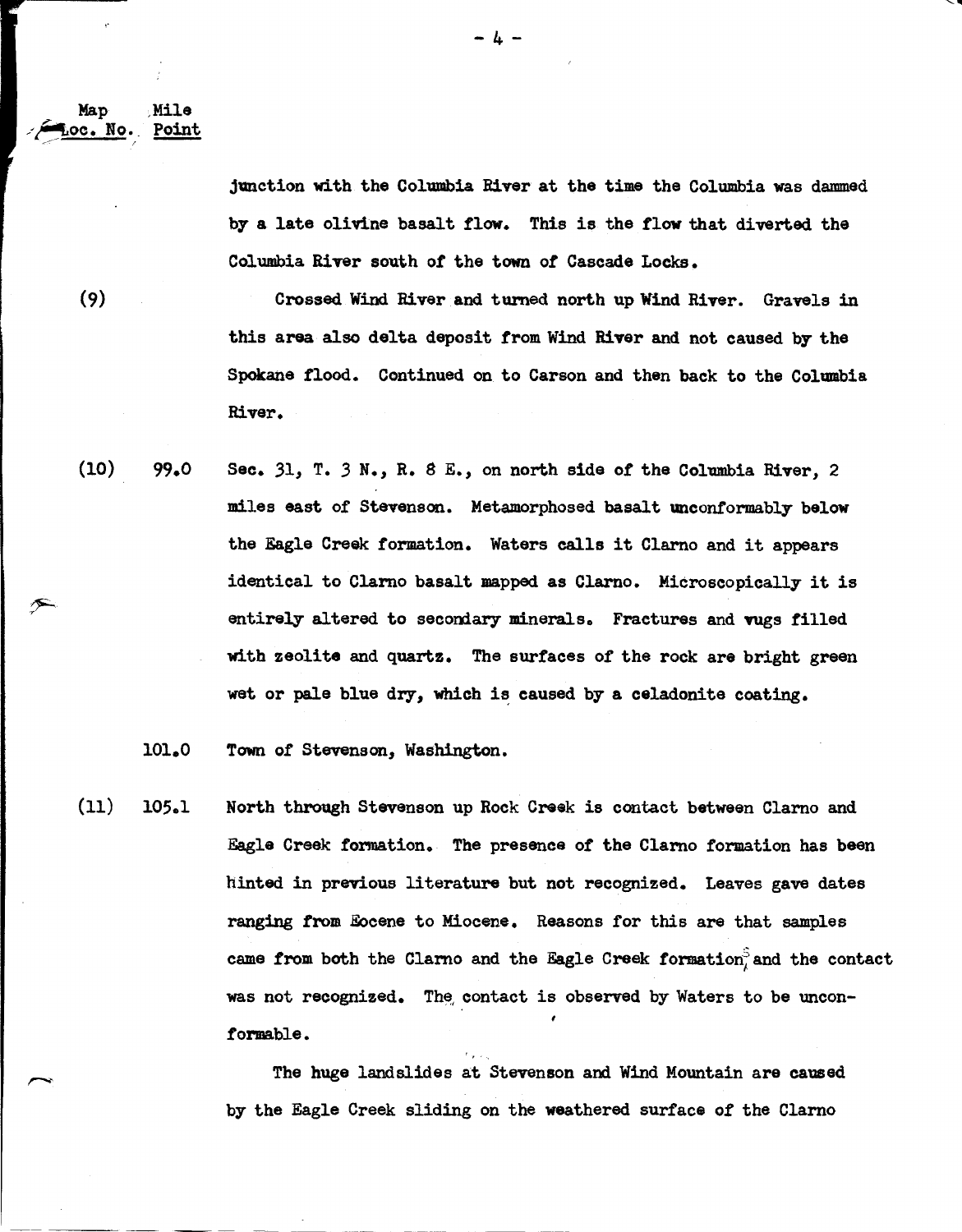| Map Loc. No. | Mile Point | |
|---|---|---|
| | | junction with the Columbia River at the time the Columbia was dammed by a late olivine basalt flow. This is the flow that diverted the Columbia River south of the town of Cascade Locks. |
| (9) | | Crossed Wind River and turned north up Wind River. Gravels in this area also delta deposit from Wind River and not caused by the Spokane flood. Continued on to Carson and then back to the Columbia River. |
| (10) | 99.0 | Sec. 31, T. 3 N., R. 8 E., on north side of the Columbia River, 2 miles east of Stevenson. Metamorphosed basalt unconformably below the Eagle Creek formation. Waters calls it Clarno and it appears identical to Clarno basalt mapped as Clarno. Microscopically it is entirely altered to secondary minerals. Fractures and vugs filled with zeolite and quartz. The surfaces of the rock are bright green wet or pale blue dry, which is caused by a celadonite coating. |
| | 101.0 | Town of Stevenson, Washington. |
| (11) | 105.1 | North through Stevenson up Rock Creek is contact between Clarno and Eagle Creek formation. The presence of the Clarno formation has been hinted in previous literature but not recognized. Leaves gave dates ranging from Eocene to Miocene. Reasons for this are that samples came from both the Clarno and the Eagle Creek formations and the contact was not recognized. The contact is observed by Waters to be unconformable. |
| | | The huge landslides at Stevenson and Wind Mountain are caused by the Eagle Creek sliding on the weathered surface of the Clarno |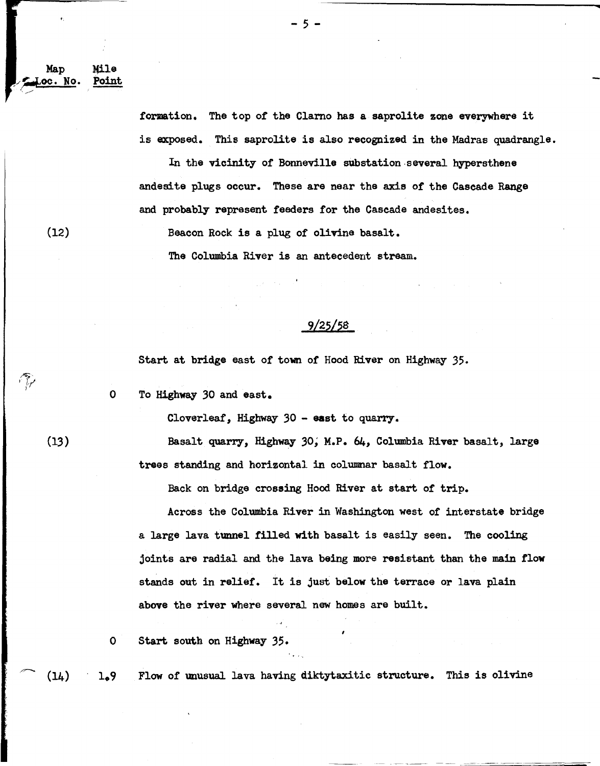| Map Loc. No. | Mile Point | |
|---|---|---|
| | | formation. The top of the Clarno has a saprolite zone everywhere it is exposed. This saprolite is also recognized in the Madras quadrangle. |
| | | In the vicinity of Bonneville substation several hypersthene andesite plugs occur. These are near the axis of the Cascade Range and probably represent feeders for the Cascade andesites. |
| (12) | | Beacon Rock is a plug of olivine basalt. |
| | | The Columbia River is an antecedent stream. |

## 9/25/58

Start at bridge east of town of Hood River on Highway 35.

| Map Loc. No. | Mile Point | |
|---|---|---|
| | 0 | To Highway 30 and east. |
| | | Cloverleaf, Highway 30 - east to quarry. |
| (13) | | Basalt quarry, Highway 30, M.P. 64, Columbia River basalt, large trees standing and horizontal in columnar basalt flow. |
| | | Back on bridge crossing Hood River at start of trip. |
| | | Across the Columbia River in Washington west of interstate bridge a large lava tunnel filled with basalt is easily seen. The cooling joints are radial and the lava being more resistant than the main flow stands out in relief. It is just below the terrace or lava plain above the river where several new homes are built. |
| | 0 | Start south on Highway 35. |
| (14) | 1.9 | Flow of unusual lava having diktytaxitic structure. This is olivine |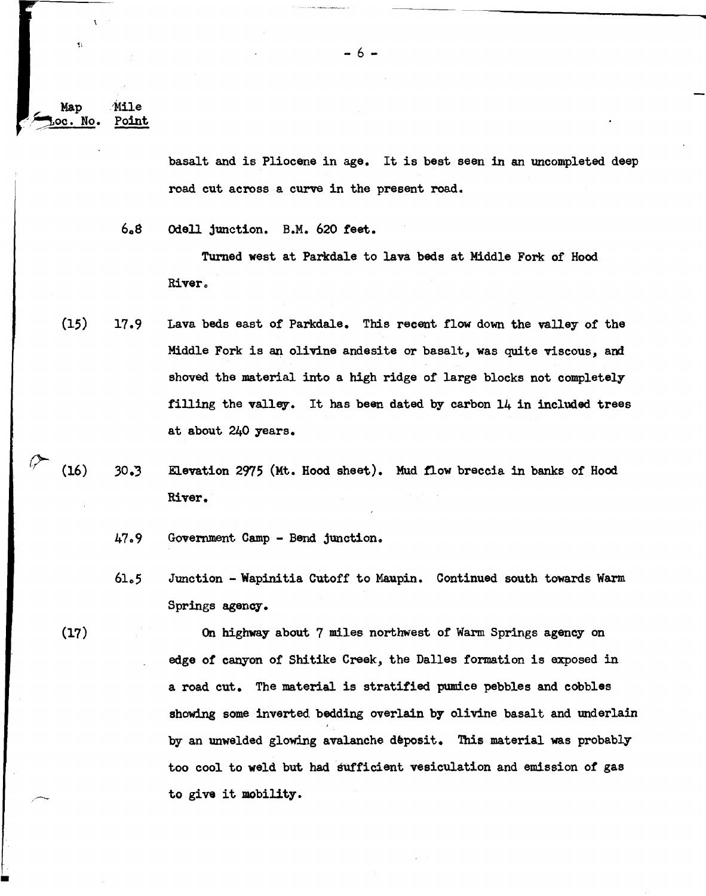| Map Loc. No. | Mile Point | |
|---|---|---|
| | | basalt and is Pliocene in age. It is best seen in an uncompleted deep road cut across a curve in the present road. |
| | 6.8 | Odell junction. B.M. 620 feet. |
| | | Turned west at Parkdale to lava beds at Middle Fork of Hood River. |
| (15) | 17.9 | Lava beds east of Parkdale. This recent flow down the valley of the Middle Fork is an olivine andesite or basalt, was quite viscous, and shoved the material into a high ridge of large blocks not completely filling the valley. It has been dated by carbon 14 in included trees at about 240 years. |
| (16) | 30.3 | Elevation 2975 (Mt. Hood sheet). Mud flow breccia in banks of Hood River. |
| | 47.9 | Government Camp - Bend junction. |
| | 61.5 | Junction - Wapinitia Cutoff to Maupin. Continued south towards Warm Springs agency. |
| (17) | | On highway about 7 miles northwest of Warm Springs agency on edge of canyon of Shitike Creek, the Dalles formation is exposed in a road cut. The material is stratified pumice pebbles and cobbles showing some inverted bedding overlain by olivine basalt and underlain by an unwelded glowing avalanche deposit. This material was probably too cool to weld but had sufficient vesiculation and emission of gas to give it mobility. |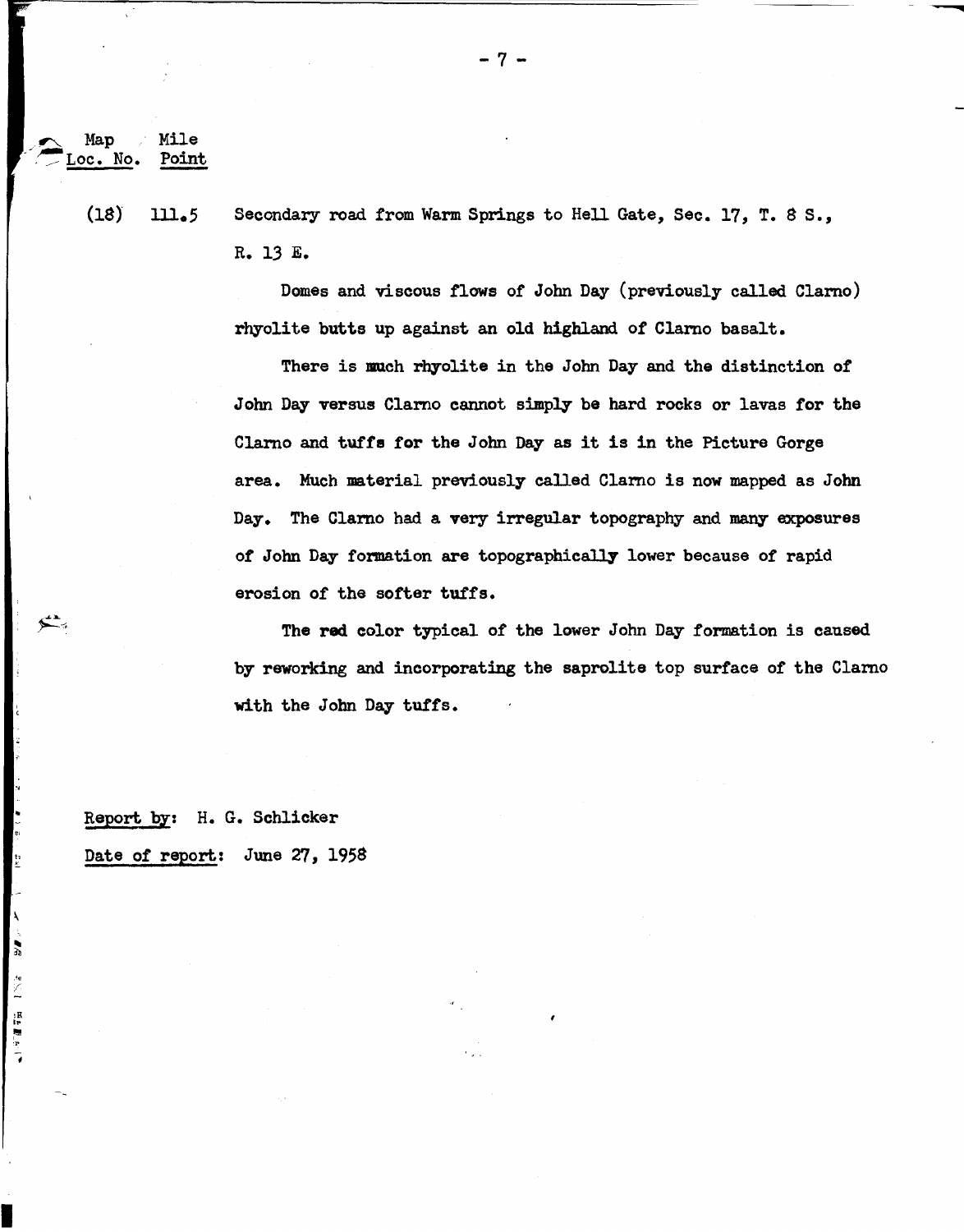| Map Loc. No. | Mile Point | |
|---|---|---|
| (18) | 111.5 | Secondary road from Warm Springs to Hell Gate, Sec. 17, T. 8 S., R. 13 E. |

Domes and viscous flows of John Day (previously called Clarno) rhyolite butts up against an old highland of Clarno basalt.

There is much rhyolite in the John Day and the distinction of John Day versus Clarno cannot simply be hard rocks or lavas for the Clarno and tuffs for the John Day as it is in the Picture Gorge area. Much material previously called Clarno is now mapped as John Day. The Clarno had a very irregular topography and many exposures of John Day formation are topographically lower because of rapid erosion of the softer tuffs.

The red color typical of the lower John Day formation is caused by reworking and incorporating the saprolite top surface of the Clarno with the John Day tuffs.

Report by: H. G. Schlicker

Date of report: June 27, 1958